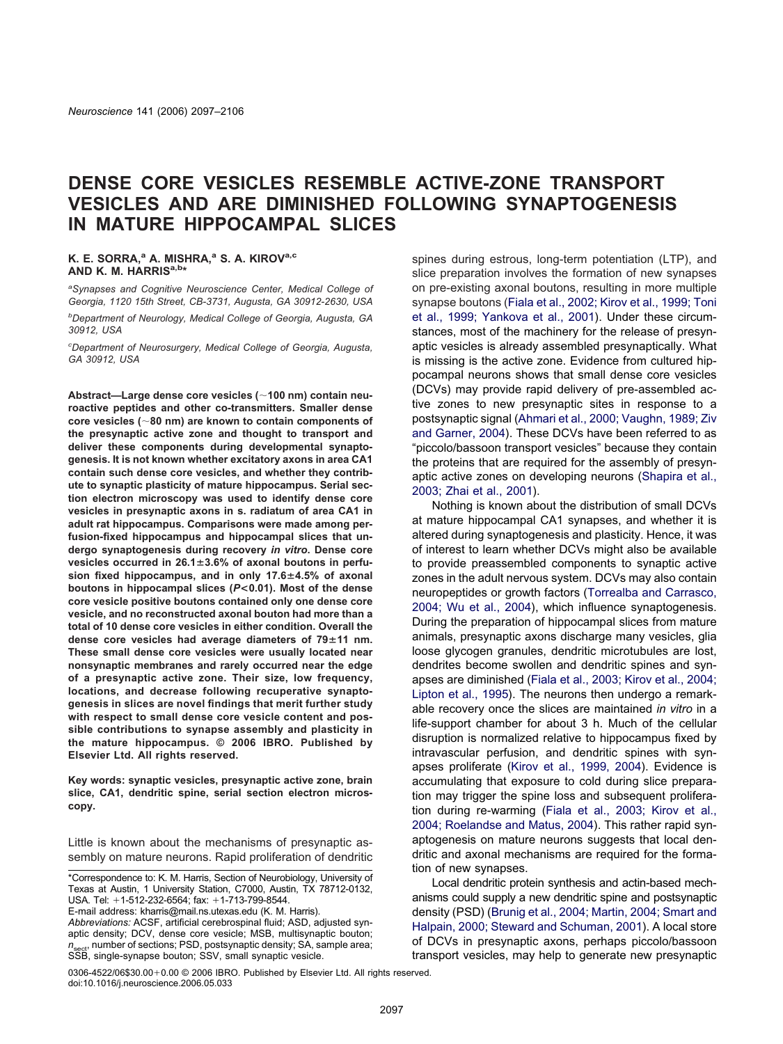# DENSE CORE VESICLES RESEMBLE ACTIVE-ZONE TRANSPORT VESICLES AND ARE DIMINISHED FOLLOWING SYNAPTOGENESIS IN MATURE HIPPOCAMPAL SLICES

**K. E. SORRA,[a] A. MISHRA,[a] S. A. KIROV[a,c] AND K. M. HARRIS[a,b]***

[a]Synapses and Cognitive Neuroscience Center, Medical College of Georgia, 1120 15th Street, CB-3731, Augusta, GA 30912-2630, USA

[b]Department of Neurology, Medical College of Georgia, Augusta, GA 30912, USA

[c]Department of Neurosurgery, Medical College of Georgia, Augusta, GA 30912, USA

**Abstract—Large dense core vesicles (~100 nm) contain neuroactive peptides and other co-transmitters. Smaller dense core vesicles (~80 nm) are known to contain components of the presynaptic active zone and thought to transport and deliver these components during developmental synaptogenesis. It is not known whether excitatory axons in area CA1 contain such dense core vesicles, and whether they contribute to synaptic plasticity of mature hippocampus. Serial section electron microscopy was used to identify dense core vesicles in presynaptic axons in s. radiatum of area CA1 in adult rat hippocampus. Comparisons were made among perfusion-fixed hippocampus and hippocampal slices that undergo synaptogenesis during recovery *in vitro*. Dense core vesicles occurred in 26.1±3.6% of axonal boutons in perfusion fixed hippocampus, and in only 17.6±4.5% of axonal boutons in hippocampal slices (*P*<0.01). Most of the dense core vesicle positive boutons contained only one dense core vesicle, and no reconstructed axonal bouton had more than a total of 10 dense core vesicles in either condition. Overall the dense core vesicles had average diameters of 79±11 nm. These small dense core vesicles were usually located near nonsynaptic membranes and rarely occurred near the edge of a presynaptic active zone. Their size, low frequency, locations, and decrease following recuperative synaptogenesis in slices are novel findings that merit further study with respect to small dense core vesicle content and possible contributions to synapse assembly and plasticity in the mature hippocampus. © 2006 IBRO. Published by Elsevier Ltd. All rights reserved.**

**Key words: synaptic vesicles, presynaptic active zone, brain slice, CA1, dendritic spine, serial section electron microscopy.**

Little is known about the mechanisms of presynaptic assembly on mature neurons. Rapid proliferation of dendritic spines during estrous, long-term potentiation (LTP), and slice preparation involves the formation of new synapses on pre-existing axonal boutons, resulting in more multiple synapse boutons (Fiala et al., 2002; Kirov et al., 1999; Toni et al., 1999; Yankova et al., 2001). Under these circumstances, most of the machinery for the release of presynaptic vesicles is already assembled presynaptically. What is missing is the active zone. Evidence from cultured hippocampal neurons shows that small dense core vesicles (DCVs) may provide rapid delivery of pre-assembled active zones to new presynaptic sites in response to a postsynaptic signal (Ahmari et al., 2000; Vaughn, 1989; Ziv and Garner, 2004). These DCVs have been referred to as "piccolo/bassoon transport vesicles" because they contain the proteins that are required for the assembly of presynaptic active zones on developing neurons (Shapira et al., 2003; Zhai et al., 2001).

Nothing is known about the distribution of small DCVs at mature hippocampal CA1 synapses, and whether it is altered during synaptogenesis and plasticity. Hence, it was of interest to learn whether DCVs might also be available to provide preassembled components to synaptic active zones in the adult nervous system. DCVs may also contain neuropeptides or growth factors (Torrealba and Carrasco, 2004; Wu et al., 2004), which influence synaptogenesis. During the preparation of hippocampal slices from mature animals, presynaptic axons discharge many vesicles, glia loose glycogen granules, dendritic microtubules are lost, dendrites become swollen and dendritic spines and synapses are diminished (Fiala et al., 2003; Kirov et al., 2004; Lipton et al., 1995). The neurons then undergo a remarkable recovery once the slices are maintained *in vitro* in a life-support chamber for about 3 h. Much of the cellular disruption is normalized relative to hippocampus fixed by intravascular perfusion, and dendritic spines with synapses proliferate (Kirov et al., 1999, 2004). Evidence is accumulating that exposure to cold during slice preparation may trigger the spine loss and subsequent proliferation during re-warming (Fiala et al., 2003; Kirov et al., 2004; Roelandse and Matus, 2004). This rather rapid synaptogenesis on mature neurons suggests that local dendritic and axonal mechanisms are required for the formation of new synapses.

Local dendritic protein synthesis and actin-based mechanisms could supply a new dendritic spine and postsynaptic density (PSD) (Brunig et al., 2004; Martin, 2004; Smart and Halpain, 2000; Steward and Schuman, 2001). A local store of DCVs in presynaptic axons, perhaps piccolo/bassoon transport vesicles, may help to generate new presynaptic

*Correspondence to: K. M. Harris, Section of Neurobiology, University of Texas at Austin, 1 University Station, C7000, Austin, TX 78712-0132, USA. Tel: +1-512-232-6564; fax: +1-713-799-8544.
E-mail address: kharris@mail.ns.utexas.edu (K. M. Harris).
*Abbreviations:* ACSF, artificial cerebrospinal fluid; ASD, adjusted synaptic density; DCV, dense core vesicle; MSB, multisynaptic bouton; $n_{sect}$, number of sections; PSD, postsynaptic density; SA, sample area; SSB, single-synapse bouton; SSV, small synaptic vesicle.

0306-4522/06$30.00+0.00 © 2006 IBRO. Published by Elsevier Ltd. All rights reserved.
doi:10.1016/j.neuroscience.2006.05.033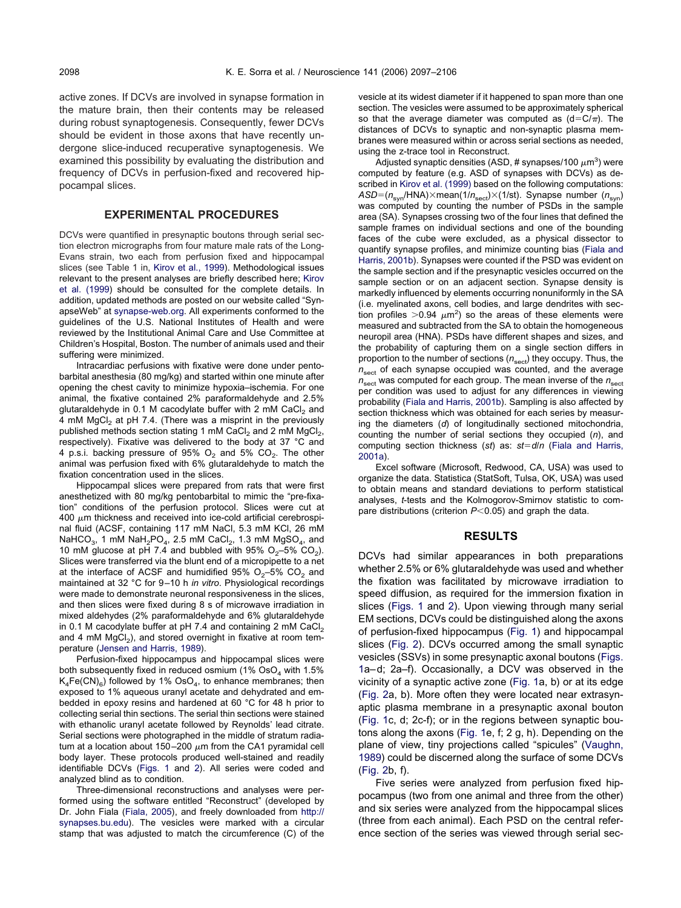active zones. If DCVs are involved in synapse formation in the mature brain, then their contents may be released during robust synaptogenesis. Consequently, fewer DCVs should be evident in those axons that have recently undergone slice-induced recuperative synaptogenesis. We examined this possibility by evaluating the distribution and frequency of DCVs in perfusion-fixed and recovered hippocampal slices.

## EXPERIMENTAL PROCEDURES

DCVs were quantified in presynaptic boutons through serial section electron micrographs from four mature male rats of the Long-Evans strain, two each from perfusion fixed and hippocampal slices (see Table 1 in, Kirov et al., 1999). Methodological issues relevant to the present analyses are briefly described here; Kirov et al. (1999) should be consulted for the complete details. In addition, updated methods are posted on our website called "SynapseWeb" at synapse-web.org. All experiments conformed to the guidelines of the U.S. National Institutes of Health and were reviewed by the Institutional Animal Care and Use Committee at Children's Hospital, Boston. The number of animals used and their suffering were minimized.

Intracardiac perfusions with fixative were done under pentobarbital anesthesia (80 mg/kg) and started within one minute after opening the chest cavity to minimize hypoxia–ischemia. For one animal, the fixative contained 2% paraformaldehyde and 2.5% glutaraldehyde in 0.1 M cacodylate buffer with 2 mM $CaCl_2$ and 4 mM $MgCl_2$ at pH 7.4. (There was a misprint in the previously published methods section stating 1 mM $CaCl_2$ and 2 mM $MgCl_2$, respectively). Fixative was delivered to the body at 37 °C and 4 p.s.i. backing pressure of 95% $O_2$ and 5% $CO_2$. The other animal was perfusion fixed with 6% glutaraldehyde to match the fixation concentration used in the slices.

Hippocampal slices were prepared from rats that were first anesthetized with 80 mg/kg pentobarbital to mimic the "pre-fixation" conditions of the perfusion protocol. Slices were cut at 400 $\mu$m thickness and received into ice-cold artificial cerebrospinal fluid (ACSF, containing 117 mM NaCl, 5.3 mM KCl, 26 mM $NaHCO_3$, 1 mM $NaH_2PO_4$, 2.5 mM $CaCl_2$, 1.3 mM $MgSO_4$, and 10 mM glucose at pH 7.4 and bubbled with 95% $O_2$–5% $CO_2$). Slices were transferred via the blunt end of a micropipette to a net at the interface of ACSF and humidified 95% $O_2$–5% $CO_2$ and maintained at 32 °C for 9–10 h *in vitro*. Physiological recordings were made to demonstrate neuronal responsiveness in the slices, and then slices were fixed during 8 s of microwave irradiation in mixed aldehydes (2% paraformaldehyde and 6% glutaraldehyde in 0.1 M cacodylate buffer at pH 7.4 and containing 2 mM $CaCl_2$ and 4 mM $MgCl_2$), and stored overnight in fixative at room temperature (Jensen and Harris, 1989).

Perfusion-fixed hippocampus and hippocampal slices were both subsequently fixed in reduced osmium (1% $OsO_4$ with 1.5% $K_4Fe(CN)_6$) followed by 1% $OsO_4$, to enhance membranes; then exposed to 1% aqueous uranyl acetate and dehydrated and embedded in epoxy resins and hardened at 60 °C for 48 h prior to collecting serial thin sections. The serial thin sections were stained with ethanolic uranyl acetate followed by Reynolds' lead citrate. Serial sections were photographed in the middle of stratum radiatum at a location about 150–200 $\mu$m from the CA1 pyramidal cell body layer. These protocols produced well-stained and readily identifiable DCVs (Figs. 1 and 2). All series were coded and analyzed blind as to condition.

Three-dimensional reconstructions and analyses were performed using the software entitled "Reconstruct" (developed by Dr. John Fiala (Fiala, 2005), and freely downloaded from http://synapses.bu.edu). The vesicles were marked with a circular stamp that was adjusted to match the circumference (C) of the vesicle at its widest diameter if it happened to span more than one section. The vesicles were assumed to be approximately spherical so that the average diameter was computed as ($d=C/\pi$). The distances of DCVs to synaptic and non-synaptic plasma membranes were measured within or across serial sections as needed, using the z-trace tool in Reconstruct.

Adjusted synaptic densities (ASD, # synapses/100 $\mu m^3$) were computed by feature (e.g. ASD of synapses with DCVs) as described in Kirov et al. (1999) based on the following computations: $ASD=(n_{syn}/HNA)\times mean(1/n_{sect})\times(1/st)$. Synapse number ($n_{syn}$) was computed by counting the number of PSDs in the sample area (SA). Synapses crossing two of the four lines that defined the sample frames on individual sections and one of the bounding faces of the cube were excluded, as a physical dissector to quantify synapse profiles, and minimize counting bias (Fiala and Harris, 2001b). Synapses were counted if the PSD was evident on the sample section and if the presynaptic vesicles occurred on the sample section or on an adjacent section. Synapse density is markedly influenced by elements occurring nonuniformly in the SA (i.e. myelinated axons, cell bodies, and large dendrites with section profiles >0.94 $\mu m^2$) so the areas of these elements were measured and subtracted from the SA to obtain the homogeneous neuropil area (HNA). PSDs have different shapes and sizes, and the probability of capturing them on a single section differs in proportion to the number of sections ($n_{sect}$) they occupy. Thus, the $n_{sect}$ of each synapse occupied was counted, and the average $n_{sect}$ was computed for each group. The mean inverse of the $n_{sect}$ per condition was used to adjust for any differences in viewing probability (Fiala and Harris, 2001b). Sampling is also affected by section thickness which was obtained for each series by measuring the diameters ($d$) of longitudinally sectioned mitochondria, counting the number of serial sections they occupied ($n$), and computing section thickness ($st$) as: $st=d/n$ (Fiala and Harris, 2001a).

Excel software (Microsoft, Redwood, CA, USA) was used to organize the data. Statistica (StatSoft, Tulsa, OK, USA) was used to obtain means and standard deviations to perform statistical analyses, $t$-tests and the Kolmogorov-Smirnov statistic to compare distributions (criterion $P<0.05$) and graph the data.

## RESULTS

DCVs had similar appearances in both preparations whether 2.5% or 6% glutaraldehyde was used and whether the fixation was facilitated by microwave irradiation to speed diffusion, as required for the immersion fixation in slices (Figs. 1 and 2). Upon viewing through many serial EM sections, DCVs could be distinguished along the axons of perfusion-fixed hippocampus (Fig. 1) and hippocampal slices (Fig. 2). DCVs occurred among the small synaptic vesicles (SSVs) in some presynaptic axonal boutons (Figs. 1a–d; 2a–f). Occasionally, a DCV was observed in the vicinity of a synaptic active zone (Fig. 1a, b) or at its edge (Fig. 2a, b). More often they were located near extrasynaptic plasma membrane in a presynaptic axonal bouton (Fig. 1c, d; 2c-f); or in the regions between synaptic boutons along the axons (Fig. 1e, f; 2 g, h). Depending on the plane of view, tiny projections called "spicules" (Vaughn, 1989) could be discerned along the surface of some DCVs (Fig. 2b, f).

Five series were analyzed from perfusion fixed hippocampus (two from one animal and three from the other) and six series were analyzed from the hippocampal slices (three from each animal). Each PSD on the central reference section of the series was viewed through serial sec-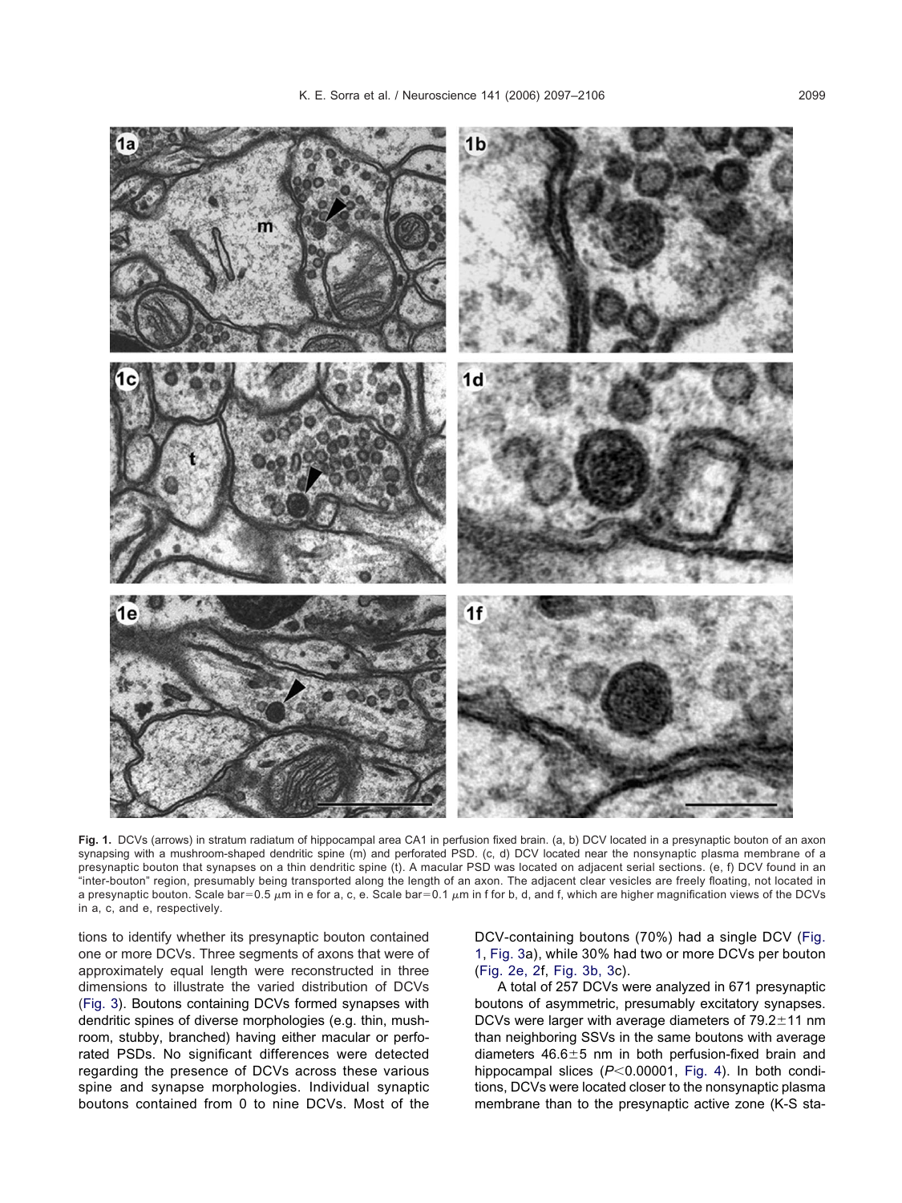**Fig. 1.** DCVs (arrows) in stratum radiatum of hippocampal area CA1 in perfusion fixed brain. (a, b) DCV located in a presynaptic bouton of an axon synapsing with a mushroom-shaped dendritic spine (m) and perforated PSD. (c, d) DCV located near the nonsynaptic plasma membrane of a presynaptic bouton that synapses on a thin dendritic spine (t). A macular PSD was located on adjacent serial sections. (e, f) DCV found in an "inter-bouton" region, presumably being transported along the length of an axon. The adjacent clear vesicles are freely floating, not located in a presynaptic bouton. Scale bar=0.5 $\mu$m in e for a, c, e. Scale bar=0.1 $\mu$m in f for b, d, and f, which are higher magnification views of the DCVs in a, c, and e, respectively.

tions to identify whether its presynaptic bouton contained one or more DCVs. Three segments of axons that were of approximately equal length were reconstructed in three dimensions to illustrate the varied distribution of DCVs (Fig. 3). Boutons containing DCVs formed synapses with dendritic spines of diverse morphologies (e.g. thin, mushroom, stubby, branched) having either macular or perforated PSDs. No significant differences were detected regarding the presence of DCVs across these various spine and synapse morphologies. Individual synaptic boutons contained from 0 to nine DCVs. Most of the DCV-containing boutons (70%) had a single DCV (Fig. 1, Fig. 3a), while 30% had two or more DCVs per bouton (Fig. 2e, 2f, Fig. 3b, 3c).

A total of 257 DCVs were analyzed in 671 presynaptic boutons of asymmetric, presumably excitatory synapses. DCVs were larger with average diameters of 79.2±11 nm than neighboring SSVs in the same boutons with average diameters 46.6±5 nm in both perfusion-fixed brain and hippocampal slices ($P<0.00001$, Fig. 4). In both conditions, DCVs were located closer to the nonsynaptic plasma membrane than to the presynaptic active zone (K-S sta-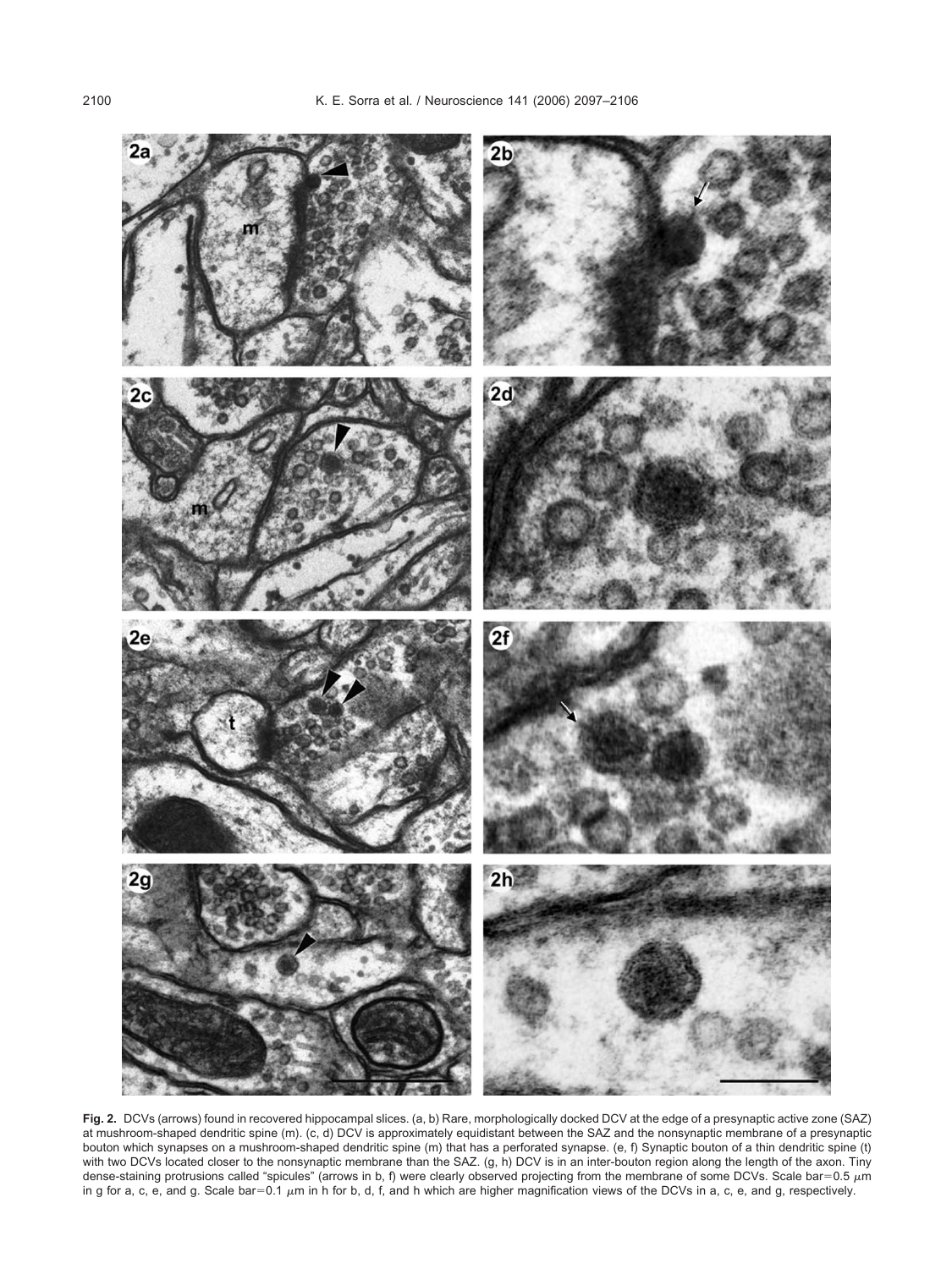**Fig. 2.** DCVs (arrows) found in recovered hippocampal slices. (a, b) Rare, morphologically docked DCV at the edge of a presynaptic active zone (SAZ) at mushroom-shaped dendritic spine (m). (c, d) DCV is approximately equidistant between the SAZ and the nonsynaptic membrane of a presynaptic bouton which synapses on a mushroom-shaped dendritic spine (m) that has a perforated synapse. (e, f) Synaptic bouton of a thin dendritic spine (t) with two DCVs located closer to the nonsynaptic membrane than the SAZ. (g, h) DCV is in an inter-bouton region along the length of the axon. Tiny dense-staining protrusions called "spicules" (arrows in b, f) were clearly observed projecting from the membrane of some DCVs. Scale bar=0.5 $\mu$m in g for a, c, e, and g. Scale bar=0.1 $\mu$m in h for b, d, f, and h which are higher magnification views of the DCVs in a, c, e, and g, respectively.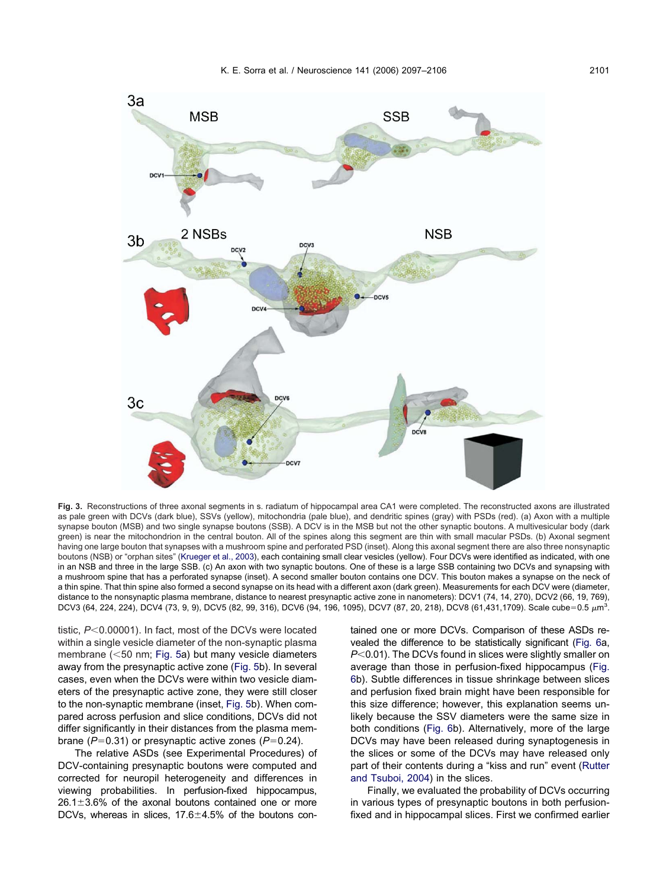**Fig. 3.** Reconstructions of three axonal segments in s. radiatum of hippocampal area CA1 were completed. The reconstructed axons are illustrated as pale green with DCVs (dark blue), SSVs (yellow), mitochondria (pale blue), and dendritic spines (gray) with PSDs (red). (a) Axon with a multiple synapse bouton (MSB) and two single synapse boutons (SSB). A DCV is in the MSB but not the other synaptic boutons. A multivesicular body (dark green) is near the mitochondrion in the central bouton. All of the spines along this segment are thin with small macular PSDs. (b) Axonal segment having one large bouton that synapses with a mushroom spine and perforated PSD (inset). Along this axonal segment there are also three nonsynaptic boutons (NSB) or "orphan sites" (Krueger et al., 2003), each containing small clear vesicles (yellow). Four DCVs were identified as indicated, with one in an NSB and three in the large SSB. (c) An axon with two synaptic boutons. One of these is a large SSB containing two DCVs and synapsing with a mushroom spine that has a perforated synapse (inset). A second smaller bouton contains one DCV. This bouton makes a synapse on the neck of a thin spine. That thin spine also formed a second synapse on its head with a different axon (dark green). Measurements for each DCV were (diameter, distance to the nonsynaptic plasma membrane, distance to nearest presynaptic active zone in nanometers): DCV1 (74, 14, 270), DCV2 (66, 19, 769), DCV3 (64, 224, 224), DCV4 (73, 9, 9), DCV5 (82, 99, 316), DCV6 (94, 196, 1095), DCV7 (87, 20, 218), DCV8 (61,431,1709). Scale cube=0.5 $\mu m^3$.

tistic, $P<0.00001$). In fact, most of the DCVs were located within a single vesicle diameter of the non-synaptic plasma membrane (<50 nm; Fig. 5a) but many vesicle diameters away from the presynaptic active zone (Fig. 5b). In several cases, even when the DCVs were within two vesicle diameters of the presynaptic active zone, they were still closer to the non-synaptic membrane (inset, Fig. 5b). When compared across perfusion and slice conditions, DCVs did not differ significantly in their distances from the plasma membrane ($P=0.31$) or presynaptic active zones ($P=0.24$).

The relative ASDs (see Experimental Procedures) of DCV-containing presynaptic boutons were computed and corrected for neuropil heterogeneity and differences in viewing probabilities. In perfusion-fixed hippocampus, 26.1±3.6% of the axonal boutons contained one or more DCVs, whereas in slices, 17.6±4.5% of the boutons contained one or more DCVs. Comparison of these ASDs revealed the difference to be statistically significant (Fig. 6a, $P<0.01$). The DCVs found in slices were slightly smaller on average than those in perfusion-fixed hippocampus (Fig. 6b). Subtle differences in tissue shrinkage between slices and perfusion fixed brain might have been responsible for this size difference; however, this explanation seems unlikely because the SSV diameters were the same size in both conditions (Fig. 6b). Alternatively, more of the large DCVs may have been released during synaptogenesis in the slices or some of the DCVs may have released only part of their contents during a "kiss and run" event (Rutter and Tsuboi, 2004) in the slices.

Finally, we evaluated the probability of DCVs occurring in various types of presynaptic boutons in both perfusion-fixed and in hippocampal slices. First we confirmed earlier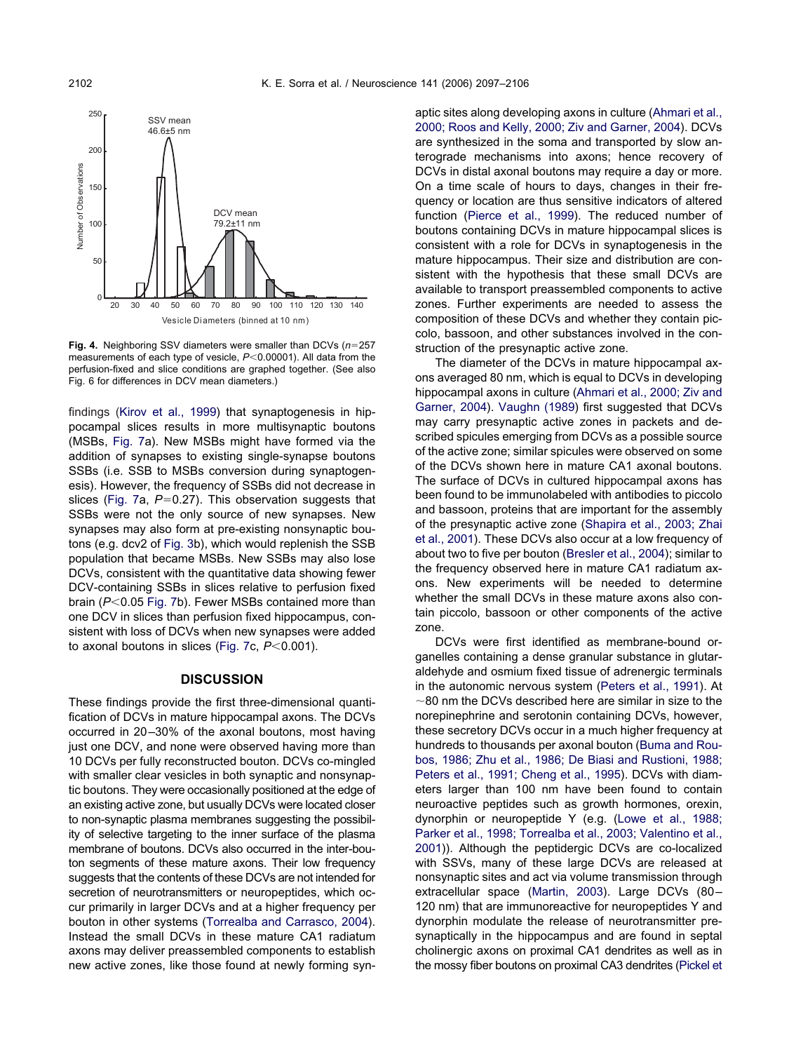**Fig. 4.** Neighboring SSV diameters were smaller than DCVs ($n=257$ measurements of each type of vesicle, $P<0.00001$). All data from the perfusion-fixed and slice conditions are graphed together. (See also Fig. 6 for differences in DCV mean diameters.)

findings (Kirov et al., 1999) that synaptogenesis in hippocampal slices results in more multisynaptic boutons (MSBs, Fig. 7a). New MSBs might have formed via the addition of synapses to existing single-synapse boutons SSBs (i.e. SSB to MSBs conversion during synaptogenesis). However, the frequency of SSBs did not decrease in slices (Fig. 7a, $P=0.27$). This observation suggests that SSBs were not the only source of new synapses. New synapses may also form at pre-existing nonsynaptic boutons (e.g. dcv2 of Fig. 3b), which would replenish the SSB population that became MSBs. New SSBs may also lose DCVs, consistent with the quantitative data showing fewer DCV-containing SSBs in slices relative to perfusion fixed brain ($P<0.05$ Fig. 7b). Fewer MSBs contained more than one DCV in slices than perfusion fixed hippocampus, consistent with loss of DCVs when new synapses were added to axonal boutons in slices (Fig. 7c, $P<0.001$).

## DISCUSSION

These findings provide the first three-dimensional quantification of DCVs in mature hippocampal axons. The DCVs occurred in 20–30% of the axonal boutons, most having just one DCV, and none were observed having more than 10 DCVs per fully reconstructed bouton. DCVs co-mingled with smaller clear vesicles in both synaptic and nonsynaptic boutons. They were occasionally positioned at the edge of an existing active zone, but usually DCVs were located closer to non-synaptic plasma membranes suggesting the possibility of selective targeting to the inner surface of the plasma membrane of boutons. DCVs also occurred in the inter-bouton segments of these mature axons. Their low frequency suggests that the contents of these DCVs are not intended for secretion of neurotransmitters or neuropeptides, which occur primarily in larger DCVs and at a higher frequency per bouton in other systems (Torrealba and Carrasco, 2004). Instead the small DCVs in these mature CA1 radiatum axons may deliver preassembled components to establish new active zones, like those found at newly forming synaptic sites along developing axons in culture (Ahmari et al., 2000; Roos and Kelly, 2000; Ziv and Garner, 2004). DCVs are synthesized in the soma and transported by slow anterograde mechanisms into axons; hence recovery of DCVs in distal axonal boutons may require a day or more. On a time scale of hours to days, changes in their frequency or location are thus sensitive indicators of altered function (Pierce et al., 1999). The reduced number of boutons containing DCVs in mature hippocampal slices is consistent with a role for DCVs in synaptogenesis in the mature hippocampus. Their size and distribution are consistent with the hypothesis that these small DCVs are available to transport preassembled components to active zones. Further experiments are needed to assess the composition of these DCVs and whether they contain piccolo, bassoon, and other substances involved in the construction of the presynaptic active zone.

The diameter of the DCVs in mature hippocampal axons averaged 80 nm, which is equal to DCVs in developing hippocampal axons in culture (Ahmari et al., 2000; Ziv and Garner, 2004). Vaughn (1989) first suggested that DCVs may carry presynaptic active zones in packets and described spicules emerging from DCVs as a possible source of the active zone; similar spicules were observed on some of the DCVs shown here in mature CA1 axonal boutons. The surface of DCVs in cultured hippocampal axons has been found to be immunolabeled with antibodies to piccolo and bassoon, proteins that are important for the assembly of the presynaptic active zone (Shapira et al., 2003; Zhai et al., 2001). These DCVs also occur at a low frequency of about two to five per bouton (Bresler et al., 2004); similar to the frequency observed here in mature CA1 radiatum axons. New experiments will be needed to determine whether the small DCVs in these mature axons also contain piccolo, bassoon or other components of the active zone.

DCVs were first identified as membrane-bound organelles containing a dense granular substance in glutaraldehyde and osmium fixed tissue of adrenergic terminals in the autonomic nervous system (Peters et al., 1991). At ~80 nm the DCVs described here are similar in size to the norepinephrine and serotonin containing DCVs, however, these secretory DCVs occur in a much higher frequency at hundreds to thousands per axonal bouton (Buma and Roubos, 1986; Zhu et al., 1986; De Biasi and Rustioni, 1988; Peters et al., 1991; Cheng et al., 1995). DCVs with diameters larger than 100 nm have been found to contain neuroactive peptides such as growth hormones, orexin, dynorphin or neuropeptide Y (e.g. (Lowe et al., 1988; Parker et al., 1998; Torrealba et al., 2003; Valentino et al., 2001)). Although the peptidergic DCVs are co-localized with SSVs, many of these large DCVs are released at nonsynaptic sites and act via volume transmission through extracellular space (Martin, 2003). Large DCVs (80–120 nm) that are immunoreactive for neuropeptides Y and dynorphin modulate the release of neurotransmitter presynaptically in the hippocampus and are found in septal cholinergic axons on proximal CA1 dendrites as well as in the mossy fiber boutons on proximal CA3 dendrites (Pickel et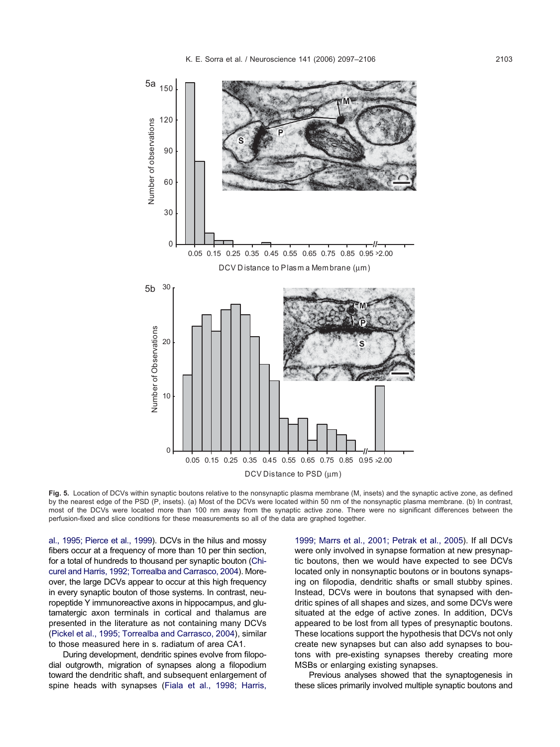**Fig. 5.** Location of DCVs within synaptic boutons relative to the nonsynaptic plasma membrane (M, insets) and the synaptic active zone, as defined by the nearest edge of the PSD (P, insets). (a) Most of the DCVs were located within 50 nm of the nonsynaptic plasma membrane. (b) In contrast, most of the DCVs were located more than 100 nm away from the synaptic active zone. There were no significant differences between the perfusion-fixed and slice conditions for these measurements so all of the data are graphed together.

al., 1995; Pierce et al., 1999). DCVs in the hilus and mossy fibers occur at a frequency of more than 10 per thin section, for a total of hundreds to thousand per synaptic bouton (Chicurel and Harris, 1992; Torrealba and Carrasco, 2004). Moreover, the large DCVs appear to occur at this high frequency in every synaptic bouton of those systems. In contrast, neuropeptide Y immunoreactive axons in hippocampus, and glutamatergic axon terminals in cortical and thalamus are presented in the literature as not containing many DCVs (Pickel et al., 1995; Torrealba and Carrasco, 2004), similar to those measured here in s. radiatum of area CA1.

During development, dendritic spines evolve from filopodial outgrowth, migration of synapses along a filopodium toward the dendritic shaft, and subsequent enlargement of spine heads with synapses (Fiala et al., 1998; Harris, 1999; Marrs et al., 2001; Petrak et al., 2005). If all DCVs were only involved in synapse formation at new presynaptic boutons, then we would have expected to see DCVs located only in nonsynaptic boutons or in boutons synapsing on filopodia, dendritic shafts or small stubby spines. Instead, DCVs were in boutons that synapsed with dendritic spines of all shapes and sizes, and some DCVs were situated at the edge of active zones. In addition, DCVs appeared to be lost from all types of presynaptic boutons. These locations support the hypothesis that DCVs not only create new synapses but can also add synapses to boutons with pre-existing synapses thereby creating more MSBs or enlarging existing synapses.

Previous analyses showed that the synaptogenesis in these slices primarily involved multiple synaptic boutons and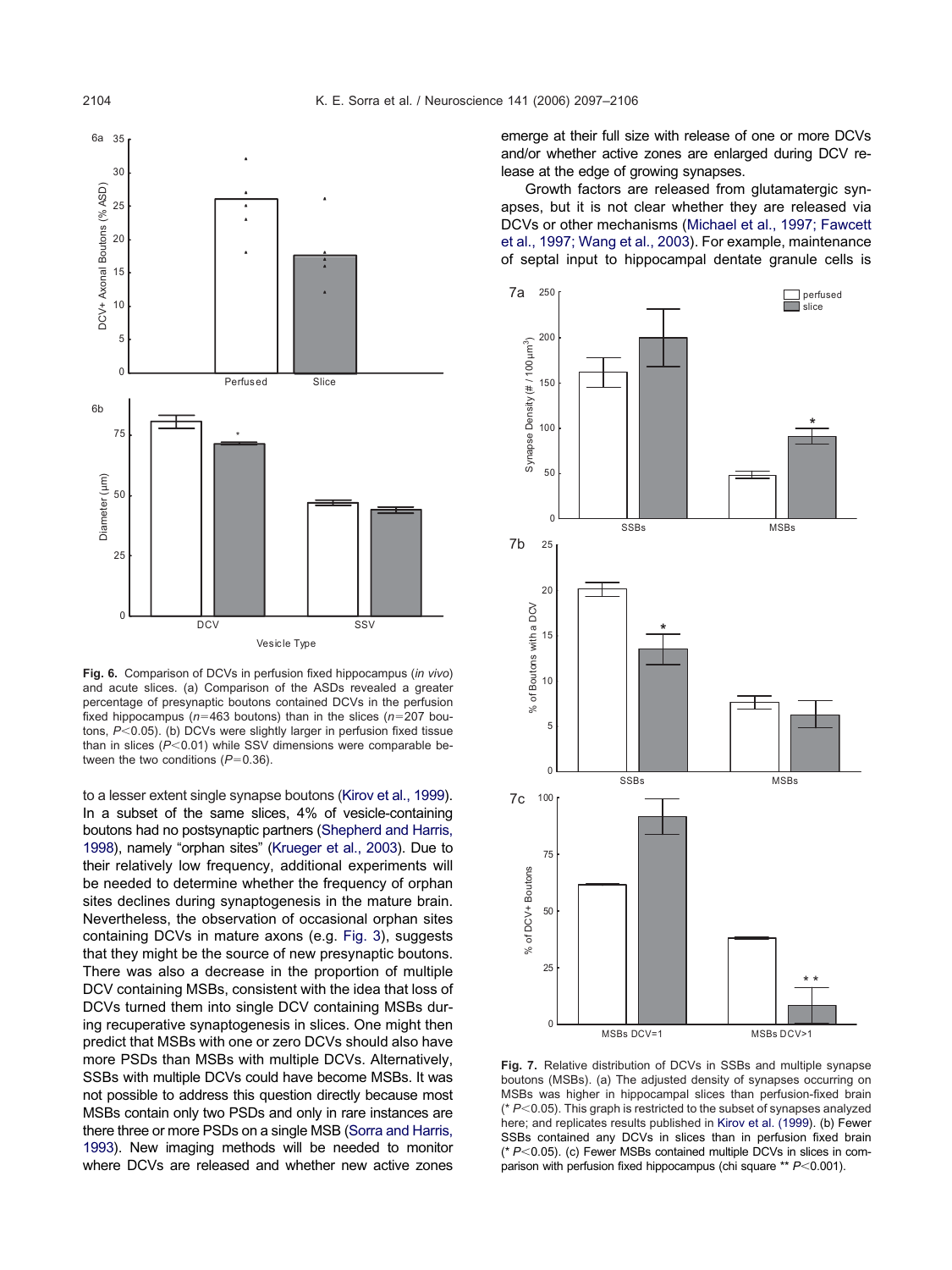**Fig. 6.** Comparison of DCVs in perfusion fixed hippocampus (*in vivo*) and acute slices. (a) Comparison of the ASDs revealed a greater percentage of presynaptic boutons contained DCVs in the perfusion fixed hippocampus ($n$=463 boutons) than in the slices ($n$=207 boutons, $P<0.05$). (b) DCVs were slightly larger in perfusion fixed tissue than in slices ($P<0.01$) while SSV dimensions were comparable between the two conditions ($P$=0.36).

to a lesser extent single synapse boutons (Kirov et al., 1999). In a subset of the same slices, 4% of vesicle-containing boutons had no postsynaptic partners (Shepherd and Harris, 1998), namely "orphan sites" (Krueger et al., 2003). Due to their relatively low frequency, additional experiments will be needed to determine whether the frequency of orphan sites declines during synaptogenesis in the mature brain. Nevertheless, the observation of occasional orphan sites containing DCVs in mature axons (e.g. Fig. 3), suggests that they might be the source of new presynaptic boutons. There was also a decrease in the proportion of multiple DCV containing MSBs, consistent with the idea that loss of DCVs turned them into single DCV containing MSBs during recuperative synaptogenesis in slices. One might then predict that MSBs with one or zero DCVs should also have more PSDs than MSBs with multiple DCVs. Alternatively, SSBs with multiple DCVs could have become MSBs. It was not possible to address this question directly because most MSBs contain only two PSDs and only in rare instances are there three or more PSDs on a single MSB (Sorra and Harris, 1993). New imaging methods will be needed to monitor where DCVs are released and whether new active zones emerge at their full size with release of one or more DCVs and/or whether active zones are enlarged during DCV release at the edge of growing synapses.

Growth factors are released from glutamatergic synapses, but it is not clear whether they are released via DCVs or other mechanisms (Michael et al., 1997; Fawcett et al., 1997; Wang et al., 2003). For example, maintenance of septal input to hippocampal dentate granule cells is

**Fig. 7.** Relative distribution of DCVs in SSBs and multiple synapse boutons (MSBs). (a) The adjusted density of synapses occurring on MSBs was higher in hippocampal slices than perfusion-fixed brain (* $P<0.05$). This graph is restricted to the subset of synapses analyzed here; and replicates results published in Kirov et al. (1999). (b) Fewer SSBs contained any DCVs in slices than in perfusion fixed brain (* $P<0.05$). (c) Fewer MSBs contained multiple DCVs in slices in comparison with perfusion fixed hippocampus (chi square ** $P<0.001$).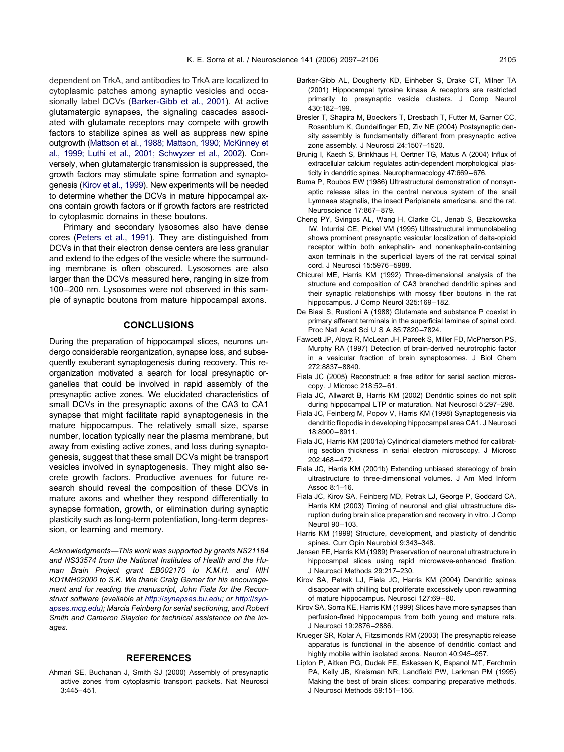dependent on TrkA, and antibodies to TrkA are localized to cytoplasmic patches among synaptic vesicles and occasionally label DCVs (Barker-Gibb et al., 2001). At active glutamatergic synapses, the signaling cascades associated with glutamate receptors may compete with growth factors to stabilize spines as well as suppress new spine outgrowth (Mattson et al., 1988; Mattson, 1990; McKinney et al., 1999; Luthi et al., 2001; Schwyzer et al., 2002). Conversely, when glutamatergic transmission is suppressed, the growth factors may stimulate spine formation and synaptogenesis (Kirov et al., 1999). New experiments will be needed to determine whether the DCVs in mature hippocampal axons contain growth factors or if growth factors are restricted to cytoplasmic domains in these boutons.

Primary and secondary lysosomes also have dense cores (Peters et al., 1991). They are distinguished from DCVs in that their electron dense centers are less granular and extend to the edges of the vesicle where the surrounding membrane is often obscured. Lysosomes are also larger than the DCVs measured here, ranging in size from 100–200 nm. Lysosomes were not observed in this sample of synaptic boutons from mature hippocampal axons.

## CONCLUSIONS

During the preparation of hippocampal slices, neurons undergo considerable reorganization, synapse loss, and subsequently exuberant synaptogenesis during recovery. This reorganization motivated a search for local presynaptic organelles that could be involved in rapid assembly of the presynaptic active zones. We elucidated characteristics of small DCVs in the presynaptic axons of the CA3 to CA1 synapse that might facilitate rapid synaptogenesis in the mature hippocampus. The relatively small size, sparse number, location typically near the plasma membrane, but away from existing active zones, and loss during synaptogenesis, suggest that these small DCVs might be transport vesicles involved in synaptogenesis. They might also secrete growth factors. Productive avenues for future research should reveal the composition of these DCVs in mature axons and whether they respond differentially to synapse formation, growth, or elimination during synaptic plasticity such as long-term potentiation, long-term depression, or learning and memory.

*Acknowledgments—This work was supported by grants NS21184 and NS33574 from the National Institutes of Health and the Human Brain Project grant EB002170 to K.M.H. and NIH KO1MH02000 to S.K. We thank Craig Garner for his encouragement and for reading the manuscript, John Fiala for the Reconstruct software (available at http://synapses.bu.edu; or http://synapses.mcg.edu); Marcia Feinberg for serial sectioning, and Robert Smith and Cameron Slayden for technical assistance on the images.*

## REFERENCES

Ahmari SE, Buchanan J, Smith SJ (2000) Assembly of presynaptic active zones from cytoplasmic transport packets. Nat Neurosci 3:445–451.

Barker-Gibb AL, Dougherty KD, Einheber S, Drake CT, Milner TA (2001) Hippocampal tyrosine kinase A receptors are restricted primarily to presynaptic vesicle clusters. J Comp Neurol 430:182–199.

Bresler T, Shapira M, Boeckers T, Dresbach T, Futter M, Garner CC, Rosenblum K, Gundelfinger ED, Ziv NE (2004) Postsynaptic density assembly is fundamentally different from presynaptic active zone assembly. J Neurosci 24:1507–1520.

Brunig I, Kaech S, Brinkhaus H, Oertner TG, Matus A (2004) Influx of extracellular calcium regulates actin-dependent morphological plasticity in dendritic spines. Neuropharmacology 47:669–676.

Buma P, Roubos EW (1986) Ultrastructural demonstration of nonsynaptic release sites in the central nervous system of the snail Lymnaea stagnalis, the insect Periplaneta americana, and the rat. Neuroscience 17:867–879.

Cheng PY, Svingos AL, Wang H, Clarke CL, Jenab S, Beczkowska IW, Inturrisi CE, Pickel VM (1995) Ultrastructural immunolabeling shows prominent presynaptic vesicular localization of delta-opioid receptor within both enkephalin- and nonenkephalin-containing axon terminals in the superficial layers of the rat cervical spinal cord. J Neurosci 15:5976–5988.

Chicurel ME, Harris KM (1992) Three-dimensional analysis of the structure and composition of CA3 branched dendritic spines and their synaptic relationships with mossy fiber boutons in the rat hippocampus. J Comp Neurol 325:169–182.

De Biasi S, Rustioni A (1988) Glutamate and substance P coexist in primary afferent terminals in the superficial laminae of spinal cord. Proc Natl Acad Sci U S A 85:7820–7824.

Fawcett JP, Aloyz R, McLean JH, Pareek S, Miller FD, McPherson PS, Murphy RA (1997) Detection of brain-derived neurotrophic factor in a vesicular fraction of brain synaptosomes. J Biol Chem 272:8837–8840.

Fiala JC (2005) Reconstruct: a free editor for serial section microscopy. J Microsc 218:52–61.

Fiala JC, Allwardt B, Harris KM (2002) Dendritic spines do not split during hippocampal LTP or maturation. Nat Neurosci 5:297–298.

Fiala JC, Feinberg M, Popov V, Harris KM (1998) Synaptogenesis via dendritic filopodia in developing hippocampal area CA1. J Neurosci 18:8900–8911.

Fiala JC, Harris KM (2001a) Cylindrical diameters method for calibrating section thickness in serial electron microscopy. J Microsc 202:468–472.

Fiala JC, Harris KM (2001b) Extending unbiased stereology of brain ultrastructure to three-dimensional volumes. J Am Med Inform Assoc 8:1–16.

Fiala JC, Kirov SA, Feinberg MD, Petrak LJ, George P, Goddard CA, Harris KM (2003) Timing of neuronal and glial ultrastructure disruption during brain slice preparation and recovery in vitro. J Comp Neurol 90–103.

Harris KM (1999) Structure, development, and plasticity of dendritic spines. Curr Opin Neurobiol 9:343–348.

Jensen FE, Harris KM (1989) Preservation of neuronal ultrastructure in hippocampal slices using rapid microwave-enhanced fixation. J Neurosci Methods 29:217–230.

Kirov SA, Petrak LJ, Fiala JC, Harris KM (2004) Dendritic spines disappear with chilling but proliferate excessively upon rewarming of mature hippocampus. Neurosci 127:69–80.

Kirov SA, Sorra KE, Harris KM (1999) Slices have more synapses than perfusion-fixed hippocampus from both young and mature rats. J Neurosci 19:2876–2886.

Krueger SR, Kolar A, Fitzsimonds RM (2003) The presynaptic release apparatus is functional in the absence of dendritic contact and highly mobile within isolated axons. Neuron 40:945–957.

Lipton P, Aitken PG, Dudek FE, Eskessen K, Espanol MT, Ferchmin PA, Kelly JB, Kreisman NR, Landfield PW, Larkman PM (1995) Making the best of brain slices: comparing preparative methods. J Neurosci Methods 59:151–156.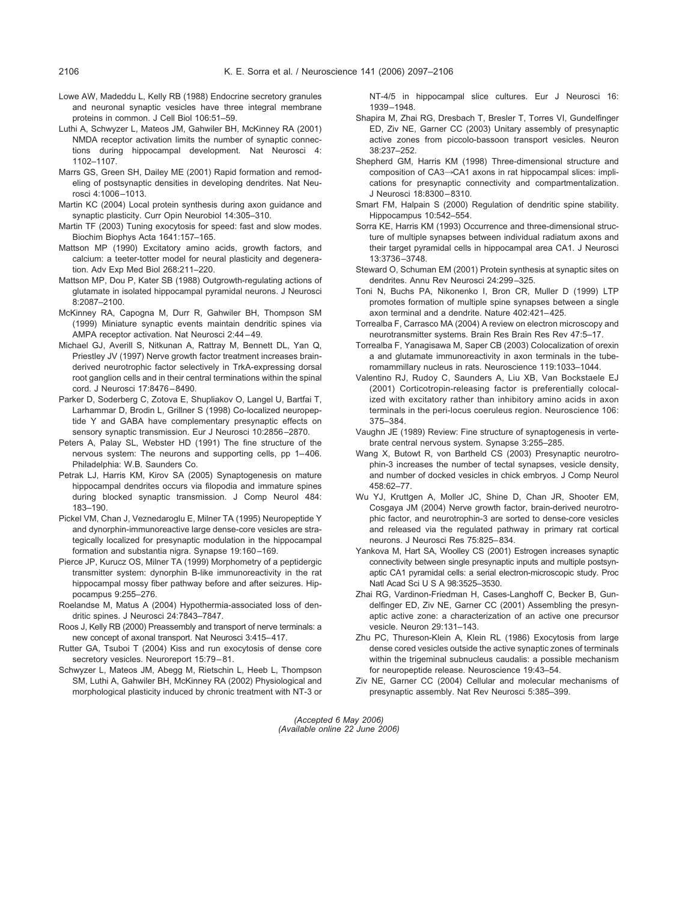Lowe AW, Madeddu L, Kelly RB (1988) Endocrine secretory granules and neuronal synaptic vesicles have three integral membrane proteins in common. J Cell Biol 106:51–59.

Luthi A, Schwyzer L, Mateos JM, Gahwiler BH, McKinney RA (2001) NMDA receptor activation limits the number of synaptic connections during hippocampal development. Nat Neurosci 4: 1102–1107.

Marrs GS, Green SH, Dailey ME (2001) Rapid formation and remodeling of postsynaptic densities in developing dendrites. Nat Neurosci 4:1006–1013.

Martin KC (2004) Local protein synthesis during axon guidance and synaptic plasticity. Curr Opin Neurobiol 14:305–310.

Martin TF (2003) Tuning exocytosis for speed: fast and slow modes. Biochim Biophys Acta 1641:157–165.

Mattson MP (1990) Excitatory amino acids, growth factors, and calcium: a teeter-totter model for neural plasticity and degeneration. Adv Exp Med Biol 268:211–220.

Mattson MP, Dou P, Kater SB (1988) Outgrowth-regulating actions of glutamate in isolated hippocampal pyramidal neurons. J Neurosci 8:2087–2100.

McKinney RA, Capogna M, Durr R, Gahwiler BH, Thompson SM (1999) Miniature synaptic events maintain dendritic spines via AMPA receptor activation. Nat Neurosci 2:44–49.

Michael GJ, Averill S, Nitkunan A, Rattray M, Bennett DL, Yan Q, Priestley JV (1997) Nerve growth factor treatment increases brain-derived neurotrophic factor selectively in TrkA-expressing dorsal root ganglion cells and in their central terminations within the spinal cord. J Neurosci 17:8476–8490.

Parker D, Soderberg C, Zotova E, Shupliakov O, Langel U, Bartfai T, Larhammar D, Brodin L, Grillner S (1998) Co-localized neuropeptide Y and GABA have complementary presynaptic effects on sensory synaptic transmission. Eur J Neurosci 10:2856–2870.

Peters A, Palay SL, Webster HD (1991) The fine structure of the nervous system: The neurons and supporting cells, pp 1–406. Philadelphia: W.B. Saunders Co.

Petrak LJ, Harris KM, Kirov SA (2005) Synaptogenesis on mature hippocampal dendrites occurs via filopodia and immature spines during blocked synaptic transmission. J Comp Neurol 484: 183–190.

Pickel VM, Chan J, Veznedaroglu E, Milner TA (1995) Neuropeptide Y and dynorphin-immunoreactive large dense-core vesicles are strategically localized for presynaptic modulation in the hippocampal formation and substantia nigra. Synapse 19:160–169.

Pierce JP, Kurucz OS, Milner TA (1999) Morphometry of a peptidergic transmitter system: dynorphin B-like immunoreactivity in the rat hippocampal mossy fiber pathway before and after seizures. Hippocampus 9:255–276.

Roelandse M, Matus A (2004) Hypothermia-associated loss of dendritic spines. J Neurosci 24:7843–7847.

Roos J, Kelly RB (2000) Preassembly and transport of nerve terminals: a new concept of axonal transport. Nat Neurosci 3:415–417.

Rutter GA, Tsuboi T (2004) Kiss and run exocytosis of dense core secretory vesicles. Neuroreport 15:79–81.

Schwyzer L, Mateos JM, Abegg M, Rietschin L, Heeb L, Thompson SM, Luthi A, Gahwiler BH, McKinney RA (2002) Physiological and morphological plasticity induced by chronic treatment with NT-3 or NT-4/5 in hippocampal slice cultures. Eur J Neurosci 16: 1939–1948.

Shapira M, Zhai RG, Dresbach T, Bresler T, Torres VI, Gundelfinger ED, Ziv NE, Garner CC (2003) Unitary assembly of presynaptic active zones from piccolo-bassoon transport vesicles. Neuron 38:237–252.

Shepherd GM, Harris KM (1998) Three-dimensional structure and composition of CA3→CA1 axons in rat hippocampal slices: implications for presynaptic connectivity and compartmentalization. J Neurosci 18:8300–8310.

Smart FM, Halpain S (2000) Regulation of dendritic spine stability. Hippocampus 10:542–554.

Sorra KE, Harris KM (1993) Occurrence and three-dimensional structure of multiple synapses between individual radiatum axons and their target pyramidal cells in hippocampal area CA1. J Neurosci 13:3736–3748.

Steward O, Schuman EM (2001) Protein synthesis at synaptic sites on dendrites. Annu Rev Neurosci 24:299–325.

Toni N, Buchs PA, Nikonenko I, Bron CR, Muller D (1999) LTP promotes formation of multiple spine synapses between a single axon terminal and a dendrite. Nature 402:421–425.

Torrealba F, Carrasco MA (2004) A review on electron microscopy and neurotransmitter systems. Brain Res Brain Res Rev 47:5–17.

Torrealba F, Yanagisawa M, Saper CB (2003) Colocalization of orexin a and glutamate immunoreactivity in axon terminals in the tuberomammillary nucleus in rats. Neuroscience 119:1033–1044.

Valentino RJ, Rudoy C, Saunders A, Liu XB, Van Bockstaele EJ (2001) Corticotropin-releasing factor is preferentially colocalized with excitatory rather than inhibitory amino acids in axon terminals in the peri-locus coeruleus region. Neuroscience 106: 375–384.

Vaughn JE (1989) Review: Fine structure of synaptogenesis in vertebrate central nervous system. Synapse 3:255–285.

Wang X, Butowt R, von Bartheld CS (2003) Presynaptic neurotrophin-3 increases the number of tectal synapses, vesicle density, and number of docked vesicles in chick embryos. J Comp Neurol 458:62–77.

Wu YJ, Kruttgen A, Moller JC, Shine D, Chan JR, Shooter EM, Cosgaya JM (2004) Nerve growth factor, brain-derived neurotrophic factor, and neurotrophin-3 are sorted to dense-core vesicles and released via the regulated pathway in primary rat cortical neurons. J Neurosci Res 75:825–834.

Yankova M, Hart SA, Woolley CS (2001) Estrogen increases synaptic connectivity between single presynaptic inputs and multiple postsynaptic CA1 pyramidal cells: a serial electron-microscopic study. Proc Natl Acad Sci U S A 98:3525–3530.

Zhai RG, Vardinon-Friedman H, Cases-Langhoff C, Becker B, Gundelfinger ED, Ziv NE, Garner CC (2001) Assembling the presynaptic active zone: a characterization of an active one precursor vesicle. Neuron 29:131–143.

Zhu PC, Thureson-Klein A, Klein RL (1986) Exocytosis from large dense cored vesicles outside the active synaptic zones of terminals within the trigeminal subnucleus caudalis: a possible mechanism for neuropeptide release. Neuroscience 19:43–54.

Ziv NE, Garner CC (2004) Cellular and molecular mechanisms of presynaptic assembly. Nat Rev Neurosci 5:385–399.

*(Accepted 6 May 2006)*
*(Available online 22 June 2006)*